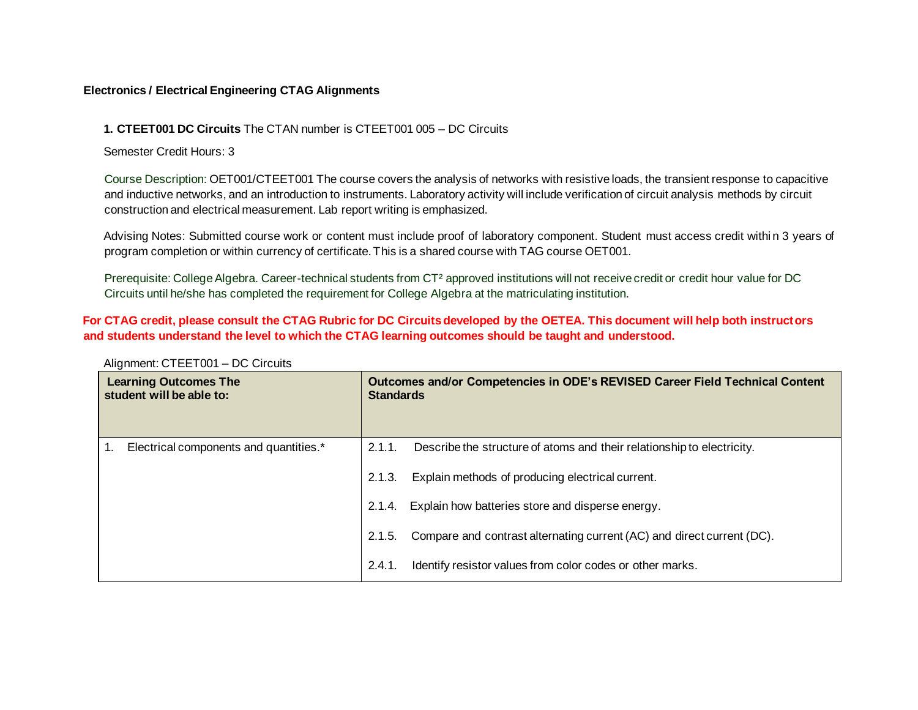## Electronics / Electrical Engineering CTAG Alignments

**1. CTEET001 DC Circuits** The CTAN number is CTEET001 005 – DC Circuits

Semester Credit Hours: 3

Course Description: OET001/CTEET001 The course covers the analysis of networks with resistive loads, the transient response to capacitive and inductive networks, and an introduction to instruments. Laboratory activity will include verification of circuit analysis methods by circuit construction and electrical measurement. Lab report writing is emphasized.

Advising Notes: Submitted course work or content must include proof of laboratory component. Student must access credit withi n 3 years of program completion or within currency of certificate. This is a shared course with TAG course OET001.

Prerequisite: College Algebra. Career-technical students from CT² approved institutions will not receive credit or credit hour value for DC Circuits until he/she has completed the requirement for College Algebra at the matriculating institution.

**For CTAG credit, please consult the CTAG Rubric for DC Circuits developed by the OETEA. This document will help both instructors and students understand the level to which the CTAG learning outcomes should be taught and understood.**

Alignment: CTEET001 – DC Circuits

| Learning Outcomes The student will be able to: | Outcomes and/or Competencies in ODE's REVISED Career Field Technical Content Standards |
|---|---|
| 1. Electrical components and quantities.* | 2.1.1. Describe the structure of atoms and their relationship to electricity.<br><br>2.1.3. Explain methods of producing electrical current.<br><br>2.1.4. Explain how batteries store and disperse energy.<br><br>2.1.5. Compare and contrast alternating current (AC) and direct current (DC).<br><br>2.4.1. Identify resistor values from color codes or other marks. |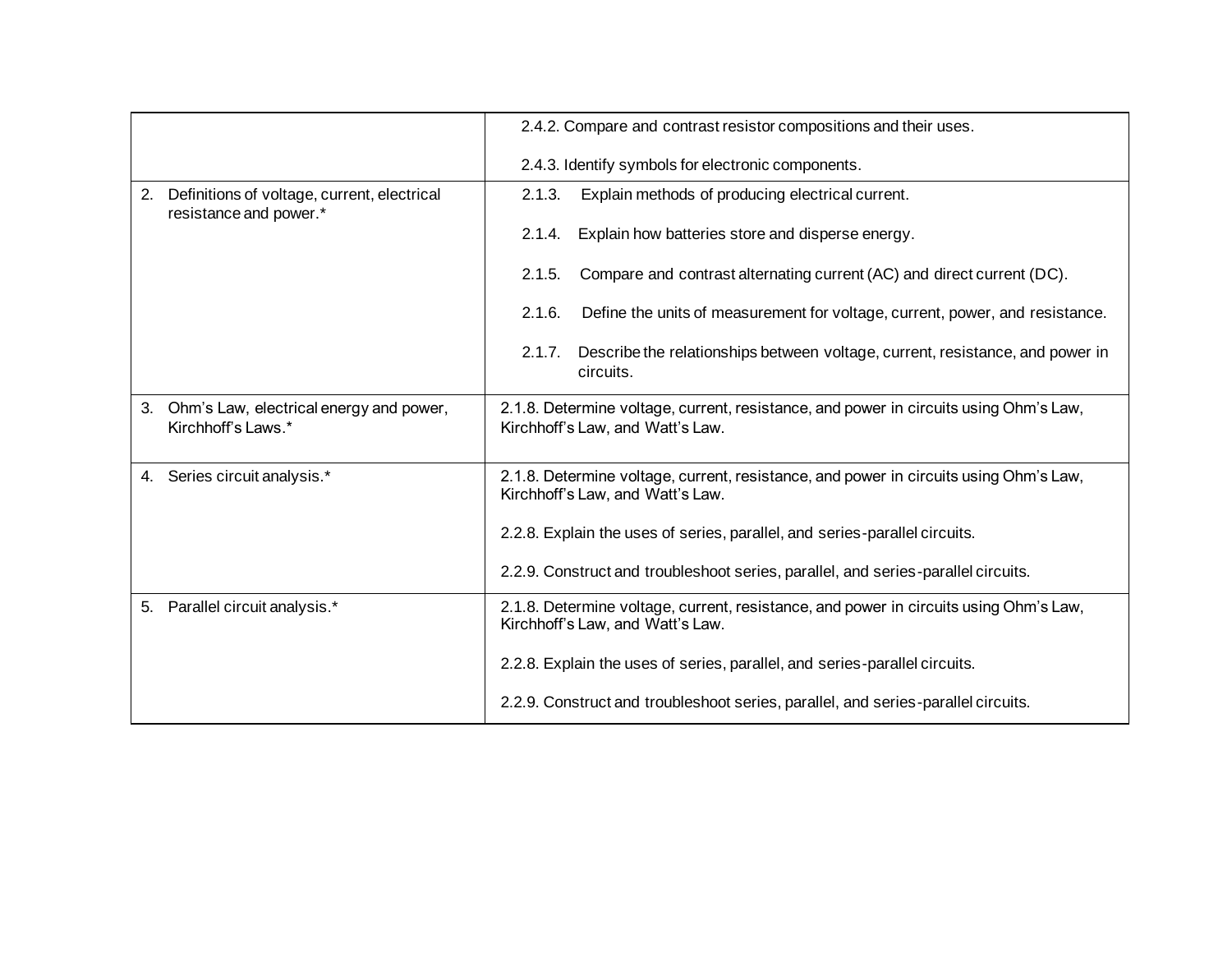| | |
|---|---|
| | 2.4.2. Compare and contrast resistor compositions and their uses.<br><br>2.4.3. Identify symbols for electronic components. |
| 2. Definitions of voltage, current, electrical resistance and power.* | 2.1.3. Explain methods of producing electrical current.<br><br>2.1.4. Explain how batteries store and disperse energy.<br><br>2.1.5. Compare and contrast alternating current (AC) and direct current (DC).<br><br>2.1.6. Define the units of measurement for voltage, current, power, and resistance.<br><br>2.1.7. Describe the relationships between voltage, current, resistance, and power in circuits. |
| 3. Ohm's Law, electrical energy and power, Kirchhoff's Laws.* | 2.1.8. Determine voltage, current, resistance, and power in circuits using Ohm's Law, Kirchhoff's Law, and Watt's Law. |
| 4. Series circuit analysis.* | 2.1.8. Determine voltage, current, resistance, and power in circuits using Ohm's Law, Kirchhoff's Law, and Watt's Law.<br><br>2.2.8. Explain the uses of series, parallel, and series-parallel circuits.<br><br>2.2.9. Construct and troubleshoot series, parallel, and series-parallel circuits. |
| 5. Parallel circuit analysis.* | 2.1.8. Determine voltage, current, resistance, and power in circuits using Ohm's Law, Kirchhoff's Law, and Watt's Law.<br><br>2.2.8. Explain the uses of series, parallel, and series-parallel circuits.<br><br>2.2.9. Construct and troubleshoot series, parallel, and series-parallel circuits. |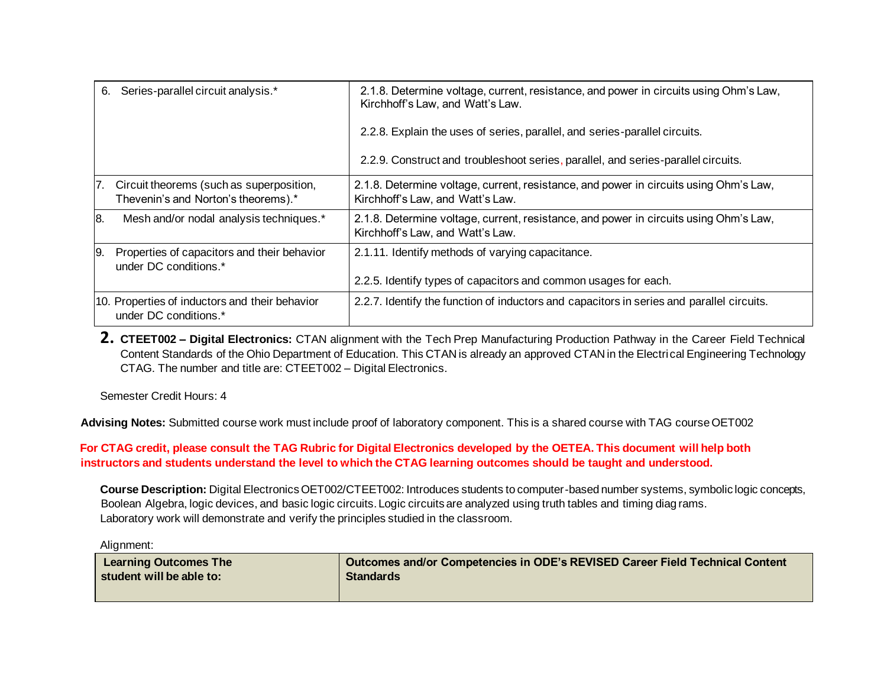| | |
|---|---|
| 6. Series-parallel circuit analysis.* | 2.1.8. Determine voltage, current, resistance, and power in circuits using Ohm's Law, Kirchhoff's Law, and Watt's Law.<br><br>2.2.8. Explain the uses of series, parallel, and series-parallel circuits.<br><br>2.2.9. Construct and troubleshoot series, parallel, and series-parallel circuits. |
| 7. Circuit theorems (such as superposition, Thevenin's and Norton's theorems).* | 2.1.8. Determine voltage, current, resistance, and power in circuits using Ohm's Law, Kirchhoff's Law, and Watt's Law. |
| 8. Mesh and/or nodal analysis techniques.* | 2.1.8. Determine voltage, current, resistance, and power in circuits using Ohm's Law, Kirchhoff's Law, and Watt's Law. |
| 9. Properties of capacitors and their behavior under DC conditions.* | 2.1.11. Identify methods of varying capacitance.<br><br>2.2.5. Identify types of capacitors and common usages for each. |
| 10. Properties of inductors and their behavior under DC conditions.* | 2.2.7. Identify the function of inductors and capacitors in series and parallel circuits. |

**2. CTEET002 – Digital Electronics:** CTAN alignment with the Tech Prep Manufacturing Production Pathway in the Career Field Technical Content Standards of the Ohio Department of Education. This CTAN is already an approved CTAN in the Electrical Engineering Technology CTAG. The number and title are: CTEET002 – Digital Electronics.

Semester Credit Hours: 4

**Advising Notes:** Submitted course work must include proof of laboratory component. This is a shared course with TAG course OET002

**For CTAG credit, please consult the TAG Rubric for Digital Electronics developed by the OETEA. This document will help both instructors and students understand the level to which the CTAG learning outcomes should be taught and understood.**

**Course Description:** Digital Electronics OET002/CTEET002: Introduces students to computer-based number systems, symbolic logic concepts, Boolean Algebra, logic devices, and basic logic circuits. Logic circuits are analyzed using truth tables and timing diagrams. Laboratory work will demonstrate and verify the principles studied in the classroom.

Alignment:

| Learning Outcomes The student will be able to: | Outcomes and/or Competencies in ODE's REVISED Career Field Technical Content Standards |
|---|---|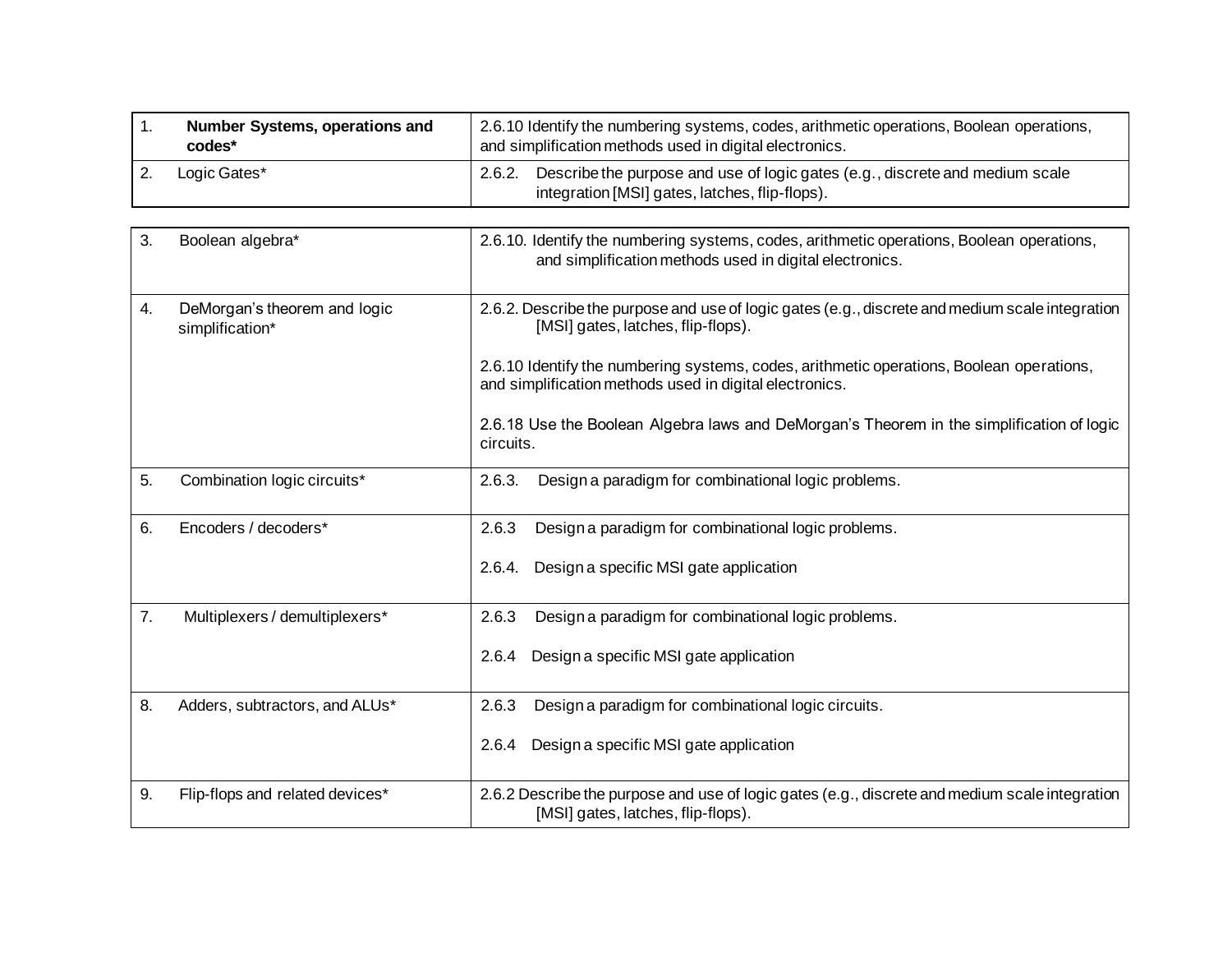| | |
|---|---|
| 1. **Number Systems, operations and codes*** | 2.6.10 Identify the numbering systems, codes, arithmetic operations, Boolean operations, and simplification methods used in digital electronics. |
| 2. Logic Gates* | 2.6.2. Describe the purpose and use of logic gates (e.g., discrete and medium scale integration [MSI] gates, latches, flip-flops). |
| 3. Boolean algebra* | 2.6.10. Identify the numbering systems, codes, arithmetic operations, Boolean operations, and simplification methods used in digital electronics. |
| 4. DeMorgan's theorem and logic simplification* | 2.6.2. Describe the purpose and use of logic gates (e.g., discrete and medium scale integration [MSI] gates, latches, flip-flops).<br><br>2.6.10 Identify the numbering systems, codes, arithmetic operations, Boolean operations, and simplification methods used in digital electronics.<br><br>2.6.18 Use the Boolean Algebra laws and DeMorgan's Theorem in the simplification of logic circuits. |
| 5. Combination logic circuits* | 2.6.3. Design a paradigm for combinational logic problems. |
| 6. Encoders / decoders* | 2.6.3 Design a paradigm for combinational logic problems.<br><br>2.6.4. Design a specific MSI gate application |
| 7. Multiplexers / demultiplexers* | 2.6.3 Design a paradigm for combinational logic problems.<br><br>2.6.4 Design a specific MSI gate application |
| 8. Adders, subtractors, and ALUs* | 2.6.3 Design a paradigm for combinational logic circuits.<br><br>2.6.4 Design a specific MSI gate application |
| 9. Flip-flops and related devices* | 2.6.2 Describe the purpose and use of logic gates (e.g., discrete and medium scale integration [MSI] gates, latches, flip-flops). |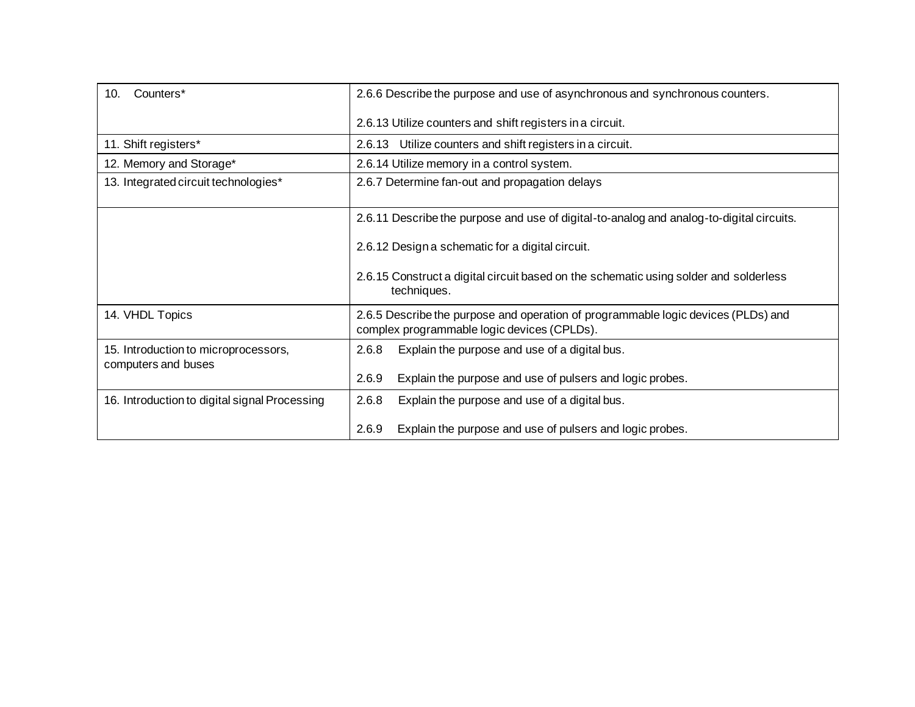| | |
|---|---|
| 10. Counters* | 2.6.6 Describe the purpose and use of asynchronous and synchronous counters.<br><br>2.6.13 Utilize counters and shift registers in a circuit. |
| 11. Shift registers* | 2.6.13 Utilize counters and shift registers in a circuit. |
| 12. Memory and Storage* | 2.6.14 Utilize memory in a control system. |
| 13. Integrated circuit technologies* | 2.6.7 Determine fan-out and propagation delays |
| | 2.6.11 Describe the purpose and use of digital-to-analog and analog-to-digital circuits.<br><br>2.6.12 Design a schematic for a digital circuit.<br><br>2.6.15 Construct a digital circuit based on the schematic using solder and solderless techniques. |
| 14. VHDL Topics | 2.6.5 Describe the purpose and operation of programmable logic devices (PLDs) and complex programmable logic devices (CPLDs). |
| 15. Introduction to microprocessors, computers and buses | 2.6.8 Explain the purpose and use of a digital bus.<br><br>2.6.9 Explain the purpose and use of pulsers and logic probes. |
| 16. Introduction to digital signal Processing | 2.6.8 Explain the purpose and use of a digital bus.<br><br>2.6.9 Explain the purpose and use of pulsers and logic probes. |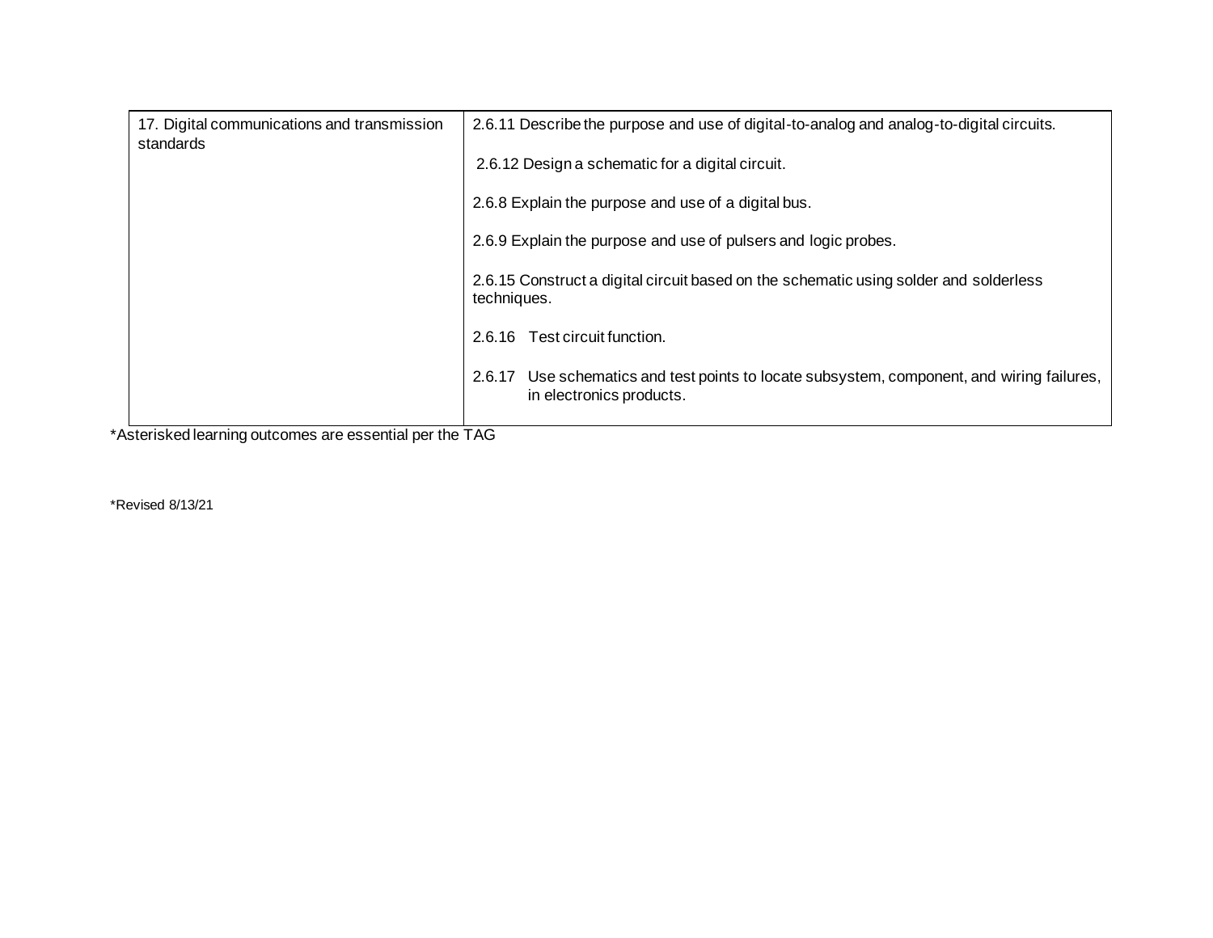| | |
|---|---|
| 17. Digital communications and transmission standards | 2.6.11 Describe the purpose and use of digital-to-analog and analog-to-digital circuits.<br><br>2.6.12 Design a schematic for a digital circuit.<br><br>2.6.8 Explain the purpose and use of a digital bus.<br><br>2.6.9 Explain the purpose and use of pulsers and logic probes.<br><br>2.6.15 Construct a digital circuit based on the schematic using solder and solderless techniques.<br><br>2.6.16 Test circuit function.<br><br>2.6.17 Use schematics and test points to locate subsystem, component, and wiring failures, in electronics products. |

*Asterisked learning outcomes are essential per the TAG

*Revised 8/13/21